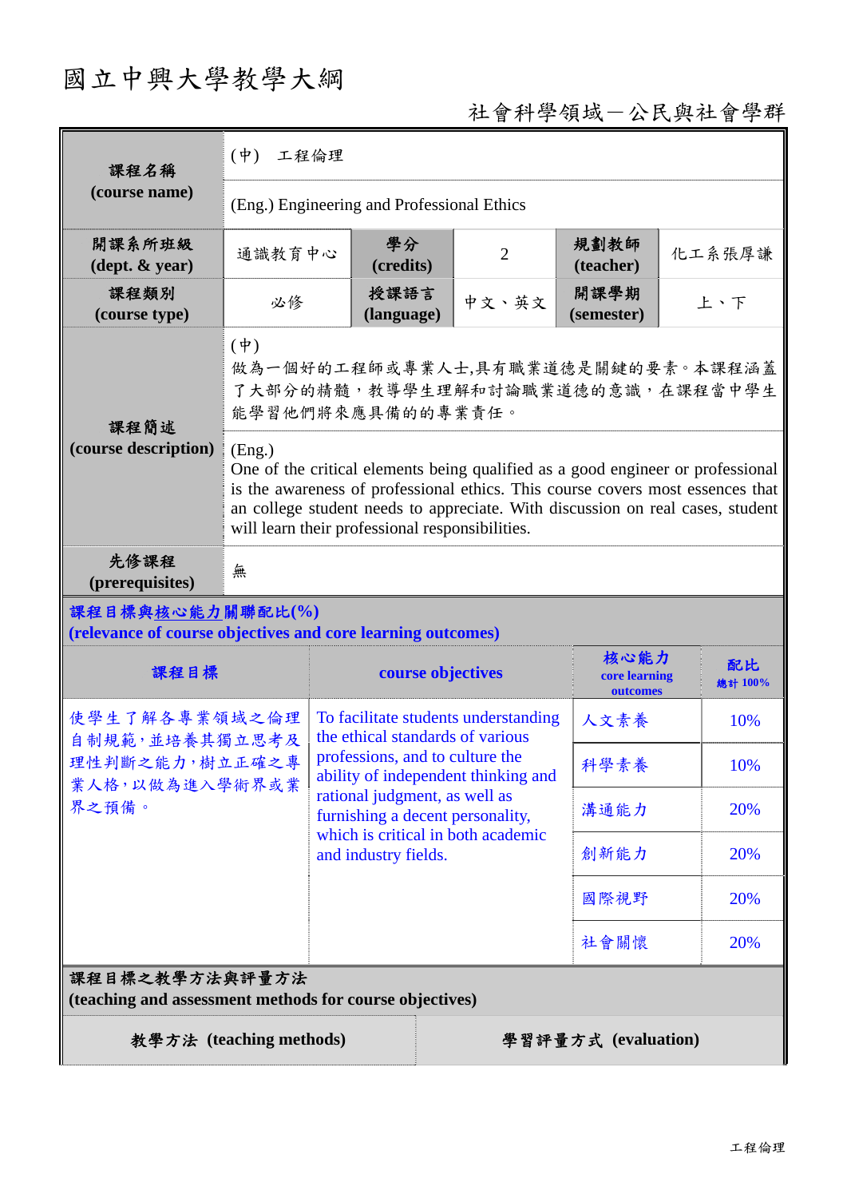# 國立中興大學教學大綱

社會科學領域－公民與社會學群

| 課程名稱 (course name) | (中) 工程倫理 | | | | |
|---|---|---|---|---|---|
| | (Eng.) Engineering and Professional Ethics | | | | |
| 開課系所班級 (dept. & year) | 通識教育中心 | 學分 (credits) | 2 | 規劃教師 (teacher) | 化工系張厚謙 |
| 課程類別 (course type) | 必修 | 授課語言 (language) | 中文、英文 | 開課學期 (semester) | 上、下 |
| 課程簡述 (course description) | (中) 做為一個好的工程師或專業人士,具有職業道德是關鍵的要素。本課程涵蓋了大部分的精髓，教導學生理解和討論職業道德的意識，在課程當中學生能學習他們將來應具備的的專業責任。 | | | | |
| | (Eng.) One of the critical elements being qualified as a good engineer or professional is the awareness of professional ethics. This course covers most essences that an college student needs to appreciate. With discussion on real cases, student will learn their professional responsibilities. | | | | |
| 先修課程 (prerequisites) | 無 | | | | |

**課程目標與核心能力關聯配比(%)**
**(relevance of course objectives and core learning outcomes)**

| 課程目標 | course objectives | 核心能力 core learning outcomes | 配比 總計 100% |
|---|---|---|---|
| 使學生了解各專業領域之倫理自制規範，並培養其獨立思考及理性判斷之能力，樹立正確之專業人格，以做為進入學術界或業界之預備。 | To facilitate students understanding the ethical standards of various professions, and to culture the ability of independent thinking and rational judgment, as well as furnishing a decent personality, which is critical in both academic and industry fields. | 人文素養 | 10% |
| | | 科學素養 | 10% |
| | | 溝通能力 | 20% |
| | | 創新能力 | 20% |
| | | 國際視野 | 20% |
| | | 社會關懷 | 20% |

**課程目標之教學方法與評量方法**
**(teaching and assessment methods for course objectives)**

| 教學方法 (teaching methods) | 學習評量方式 (evaluation) |
|---|---|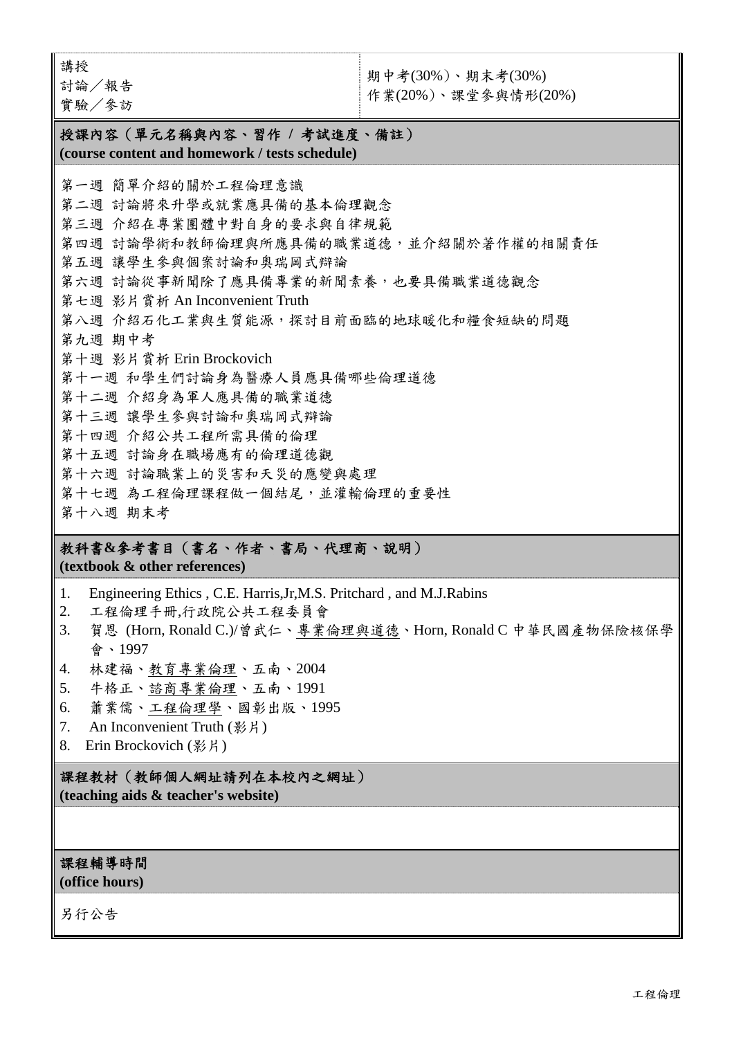| | |
|---|---|
| 講授<br>討論／報告<br>實驗／參訪 | 期中考(30%)、期末考(30%)<br>作業(20%)、課堂參與情形(20%) |

## 授課內容（單元名稱與內容、習作 / 考試進度、備註）
**(course content and homework / tests schedule)**

第一週 簡單介紹的關於工程倫理意識
第二週 討論將來升學或就業應具備的基本倫理觀念
第三週 介紹在專業團體中對自身的要求與自律規範
第四週 討論學術和教師倫理與所應具備的職業道德，並介紹關於著作權的相關責任
第五週 讓學生參與個案討論和奧瑞岡式辯論
第六週 討論從事新聞除了應具備專業的新聞素養，也要具備職業道德觀念
第七週 影片賞析 An Inconvenient Truth
第八週 介紹石化工業與生質能源，探討目前面臨的地球暖化和糧食短缺的問題
第九週 期中考
第十週 影片賞析 Erin Brockovich
第十一週 和學生們討論身為醫療人員應具備哪些倫理道德
第十二週 介紹身為軍人應具備的職業道德
第十三週 讓學生參與討論和奧瑞岡式辯論
第十四週 介紹公共工程所需具備的倫理
第十五週 討論身在職場應有的倫理道德觀
第十六週 討論職業上的災害和天災的應變與處理
第十七週 為工程倫理課程做一個結尾，並灌輸倫理的重要性
第十八週 期末考

## 教科書&參考書目（書名、作者、書局、代理商、說明）
**(textbook & other references)**

1. Engineering Ethics , C.E. Harris,Jr,M.S. Pritchard , and M.J.Rabins
2. 工程倫理手冊,行政院公共工程委員會
3. 賀恩 (Horn, Ronald C.)/曾武仁、專業倫理與道德、Horn, Ronald C 中華民國產物保險核保學會、1997
4. 林建福、教育專業倫理、五南、2004
5. 牛格正、諮商專業倫理、五南、1991
6. 蕭業儒、工程倫理學、國彰出版、1995
7. An Inconvenient Truth (影片)
8. Erin Brockovich (影片)

## 課程教材（教師個人網址請列在本校內之網址）
**(teaching aids & teacher's website)**

## 課程輔導時間
**(office hours)**

另行公告